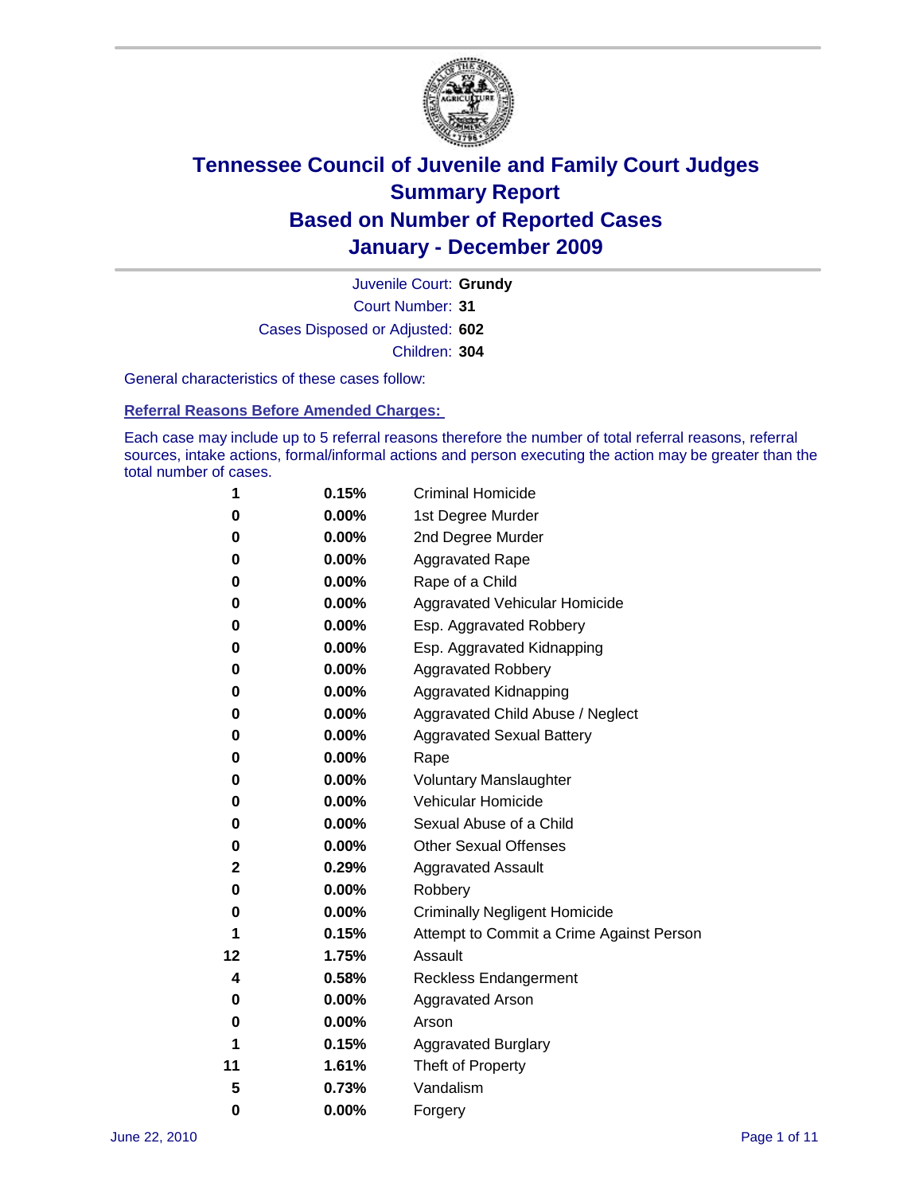# Tennessee Council of Juvenile and Family Court Judges
## Summary Report
## Based on Number of Reported Cases
## January - December 2009

Juvenile Court: **Grundy**

Court Number: **31**

Cases Disposed or Adjusted: **602**

Children: **304**

General characteristics of these cases follow:

### Referral Reasons Before Amended Charges:

Each case may include up to 5 referral reasons therefore the number of total referral reasons, referral sources, intake actions, formal/informal actions and person executing the action may be greater than the total number of cases.

| | | |
|---|---|---|
| 1 | 0.15% | Criminal Homicide |
| 0 | 0.00% | 1st Degree Murder |
| 0 | 0.00% | 2nd Degree Murder |
| 0 | 0.00% | Aggravated Rape |
| 0 | 0.00% | Rape of a Child |
| 0 | 0.00% | Aggravated Vehicular Homicide |
| 0 | 0.00% | Esp. Aggravated Robbery |
| 0 | 0.00% | Esp. Aggravated Kidnapping |
| 0 | 0.00% | Aggravated Robbery |
| 0 | 0.00% | Aggravated Kidnapping |
| 0 | 0.00% | Aggravated Child Abuse / Neglect |
| 0 | 0.00% | Aggravated Sexual Battery |
| 0 | 0.00% | Rape |
| 0 | 0.00% | Voluntary Manslaughter |
| 0 | 0.00% | Vehicular Homicide |
| 0 | 0.00% | Sexual Abuse of a Child |
| 0 | 0.00% | Other Sexual Offenses |
| 2 | 0.29% | Aggravated Assault |
| 0 | 0.00% | Robbery |
| 0 | 0.00% | Criminally Negligent Homicide |
| 1 | 0.15% | Attempt to Commit a Crime Against Person |
| 12 | 1.75% | Assault |
| 4 | 0.58% | Reckless Endangerment |
| 0 | 0.00% | Aggravated Arson |
| 0 | 0.00% | Arson |
| 1 | 0.15% | Aggravated Burglary |
| 11 | 1.61% | Theft of Property |
| 5 | 0.73% | Vandalism |
| 0 | 0.00% | Forgery |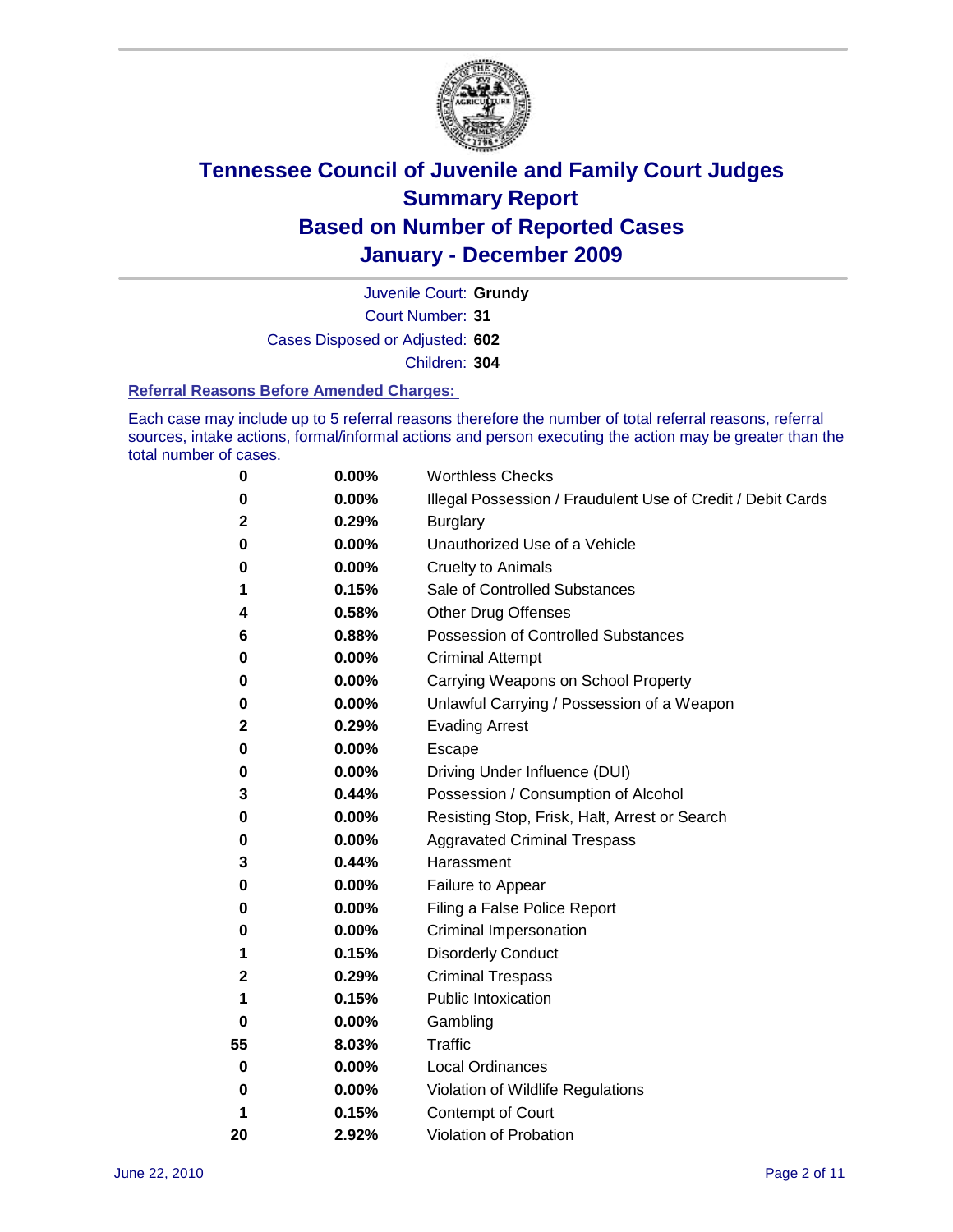# Tennessee Council of Juvenile and Family Court Judges
# Summary Report
# Based on Number of Reported Cases
# January - December 2009

Juvenile Court: **Grundy**

Court Number: **31**

Cases Disposed or Adjusted: **602**

Children: **304**

### Referral Reasons Before Amended Charges:

Each case may include up to 5 referral reasons therefore the number of total referral reasons, referral sources, intake actions, formal/informal actions and person executing the action may be greater than the total number of cases.

| | | |
|---|---|---|
| 0 | 0.00% | Worthless Checks |
| 0 | 0.00% | Illegal Possession / Fraudulent Use of Credit / Debit Cards |
| 2 | 0.29% | Burglary |
| 0 | 0.00% | Unauthorized Use of a Vehicle |
| 0 | 0.00% | Cruelty to Animals |
| 1 | 0.15% | Sale of Controlled Substances |
| 4 | 0.58% | Other Drug Offenses |
| 6 | 0.88% | Possession of Controlled Substances |
| 0 | 0.00% | Criminal Attempt |
| 0 | 0.00% | Carrying Weapons on School Property |
| 0 | 0.00% | Unlawful Carrying / Possession of a Weapon |
| 2 | 0.29% | Evading Arrest |
| 0 | 0.00% | Escape |
| 0 | 0.00% | Driving Under Influence (DUI) |
| 3 | 0.44% | Possession / Consumption of Alcohol |
| 0 | 0.00% | Resisting Stop, Frisk, Halt, Arrest or Search |
| 0 | 0.00% | Aggravated Criminal Trespass |
| 3 | 0.44% | Harassment |
| 0 | 0.00% | Failure to Appear |
| 0 | 0.00% | Filing a False Police Report |
| 0 | 0.00% | Criminal Impersonation |
| 1 | 0.15% | Disorderly Conduct |
| 2 | 0.29% | Criminal Trespass |
| 1 | 0.15% | Public Intoxication |
| 0 | 0.00% | Gambling |
| 55 | 8.03% | Traffic |
| 0 | 0.00% | Local Ordinances |
| 0 | 0.00% | Violation of Wildlife Regulations |
| 1 | 0.15% | Contempt of Court |
| 20 | 2.92% | Violation of Probation |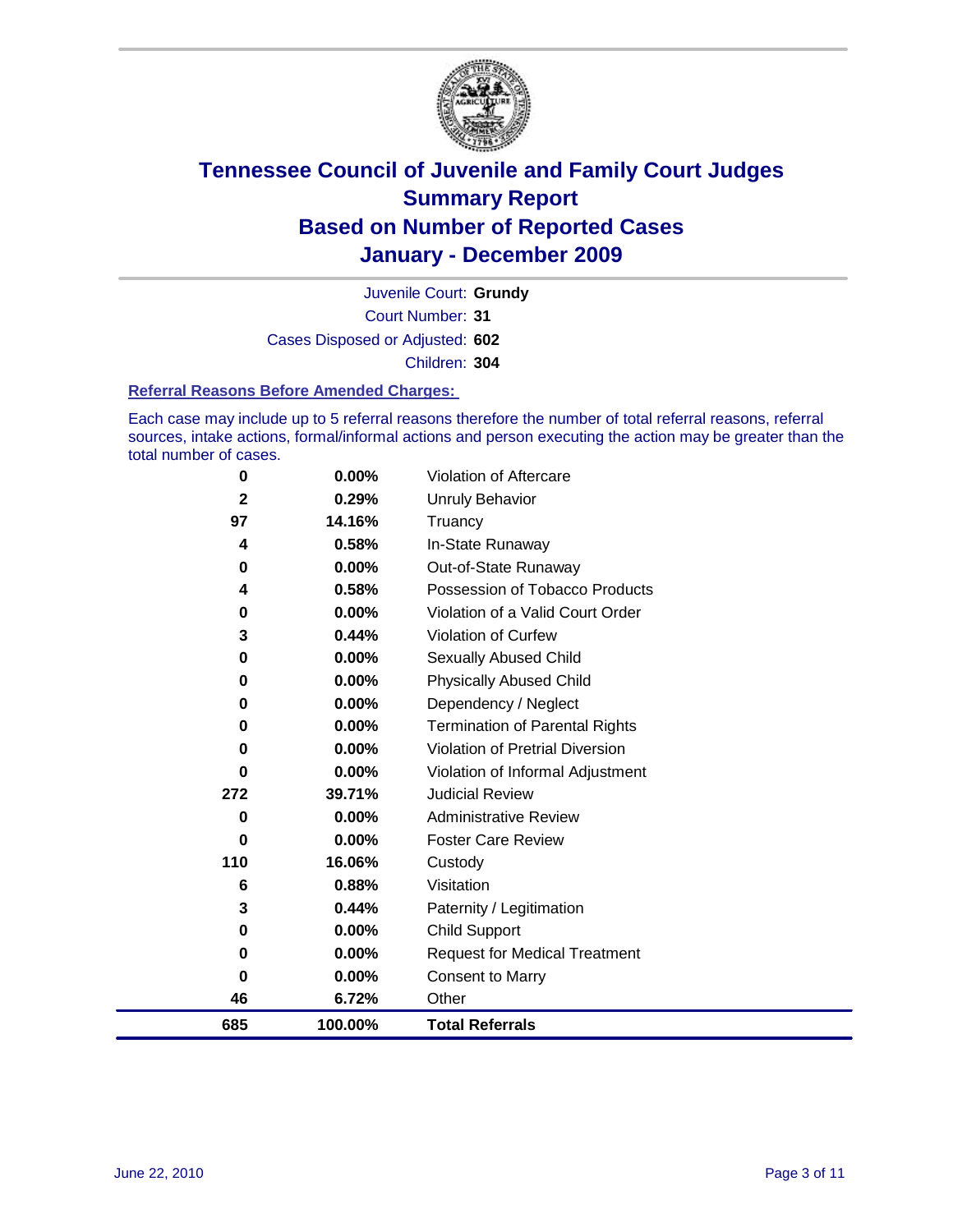# Tennessee Council of Juvenile and Family Court Judges
## Summary Report
## Based on Number of Reported Cases
## January - December 2009

Juvenile Court: **Grundy**

Court Number: **31**

Cases Disposed or Adjusted: **602**

Children: **304**

### Referral Reasons Before Amended Charges:

Each case may include up to 5 referral reasons therefore the number of total referral reasons, referral sources, intake actions, formal/informal actions and person executing the action may be greater than the total number of cases.

| Count | Percent | Referral Reason |
|---|---|---|
| 0 | 0.00% | Violation of Aftercare |
| 2 | 0.29% | Unruly Behavior |
| 97 | 14.16% | Truancy |
| 4 | 0.58% | In-State Runaway |
| 0 | 0.00% | Out-of-State Runaway |
| 4 | 0.58% | Possession of Tobacco Products |
| 0 | 0.00% | Violation of a Valid Court Order |
| 3 | 0.44% | Violation of Curfew |
| 0 | 0.00% | Sexually Abused Child |
| 0 | 0.00% | Physically Abused Child |
| 0 | 0.00% | Dependency / Neglect |
| 0 | 0.00% | Termination of Parental Rights |
| 0 | 0.00% | Violation of Pretrial Diversion |
| 0 | 0.00% | Violation of Informal Adjustment |
| 272 | 39.71% | Judicial Review |
| 0 | 0.00% | Administrative Review |
| 0 | 0.00% | Foster Care Review |
| 110 | 16.06% | Custody |
| 6 | 0.88% | Visitation |
| 3 | 0.44% | Paternity / Legitimation |
| 0 | 0.00% | Child Support |
| 0 | 0.00% | Request for Medical Treatment |
| 0 | 0.00% | Consent to Marry |
| 46 | 6.72% | Other |
| **685** | **100.00%** | **Total Referrals** |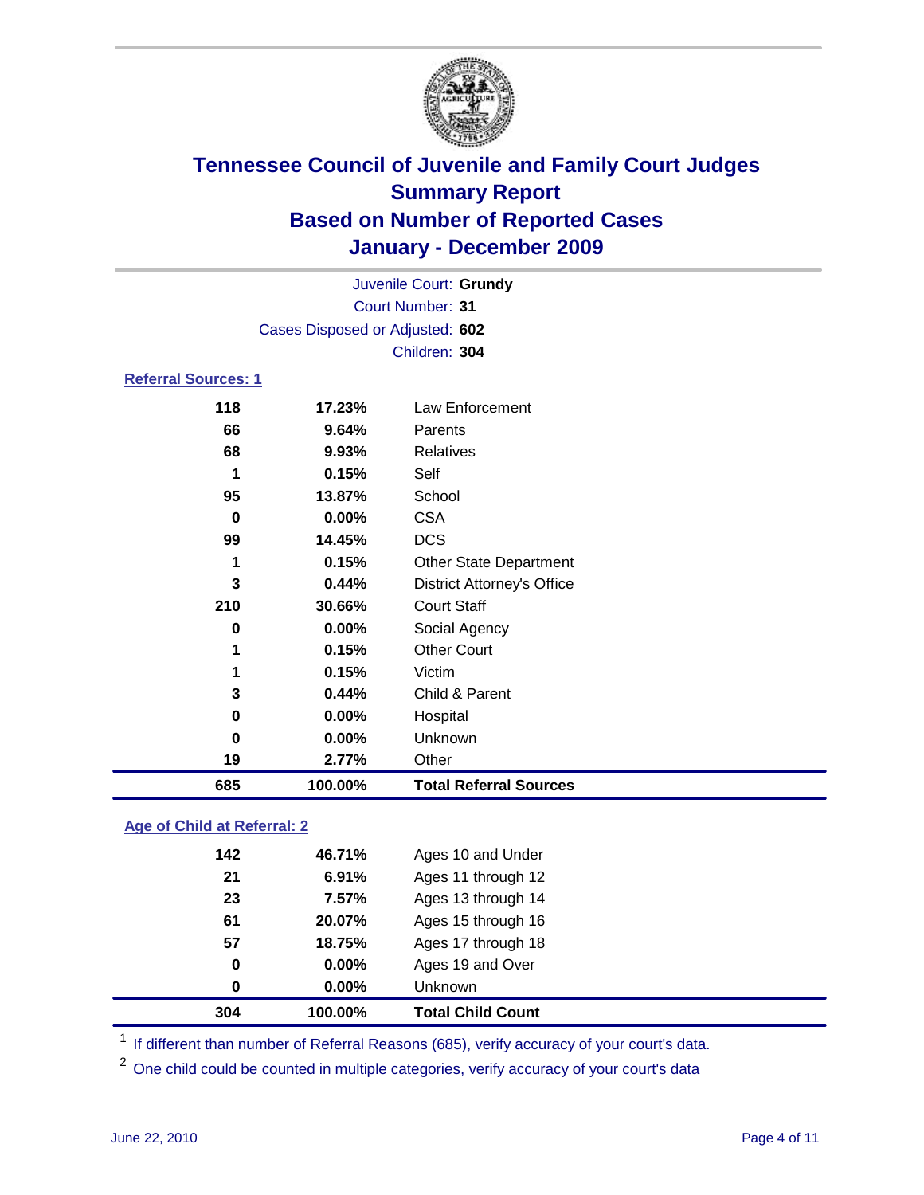# Tennessee Council of Juvenile and Family Court Judges
## Summary Report
## Based on Number of Reported Cases
## January - December 2009

Juvenile Court: **Grundy**

Court Number: **31**

Cases Disposed or Adjusted: **602**

Children: **304**

### Referral Sources: 1

| Count | Percent | Source |
|---|---|---|
| 118 | 17.23% | Law Enforcement |
| 66 | 9.64% | Parents |
| 68 | 9.93% | Relatives |
| 1 | 0.15% | Self |
| 95 | 13.87% | School |
| 0 | 0.00% | CSA |
| 99 | 14.45% | DCS |
| 1 | 0.15% | Other State Department |
| 3 | 0.44% | District Attorney's Office |
| 210 | 30.66% | Court Staff |
| 0 | 0.00% | Social Agency |
| 1 | 0.15% | Other Court |
| 1 | 0.15% | Victim |
| 3 | 0.44% | Child & Parent |
| 0 | 0.00% | Hospital |
| 0 | 0.00% | Unknown |
| 19 | 2.77% | Other |
| **685** | **100.00%** | **Total Referral Sources** |

### Age of Child at Referral: 2

| Count | Percent | Age Group |
|---|---|---|
| 142 | 46.71% | Ages 10 and Under |
| 21 | 6.91% | Ages 11 through 12 |
| 23 | 7.57% | Ages 13 through 14 |
| 61 | 20.07% | Ages 15 through 16 |
| 57 | 18.75% | Ages 17 through 18 |
| 0 | 0.00% | Ages 19 and Over |
| 0 | 0.00% | Unknown |
| **304** | **100.00%** | **Total Child Count** |

[1] If different than number of Referral Reasons (685), verify accuracy of your court's data.

[2] One child could be counted in multiple categories, verify accuracy of your court's data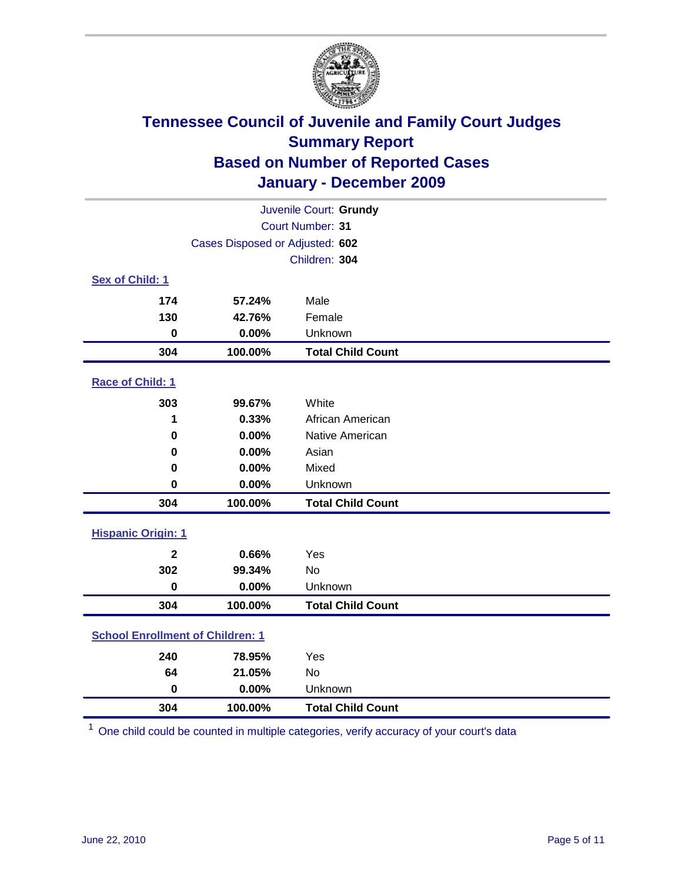# Tennessee Council of Juvenile and Family Court Judges
## Summary Report
## Based on Number of Reported Cases
## January - December 2009

Juvenile Court: **Grundy**

Court Number: **31**

Cases Disposed or Adjusted: **602**

Children: **304**

### Sex of Child: 1

| | | |
|---|---|---|
| **174** | **57.24%** | Male |
| **130** | **42.76%** | Female |
| **0** | **0.00%** | Unknown |
| **304** | **100.00%** | **Total Child Count** |

### Race of Child: 1

| | | |
|---|---|---|
| **303** | **99.67%** | White |
| **1** | **0.33%** | African American |
| **0** | **0.00%** | Native American |
| **0** | **0.00%** | Asian |
| **0** | **0.00%** | Mixed |
| **0** | **0.00%** | Unknown |
| **304** | **100.00%** | **Total Child Count** |

### Hispanic Origin: 1

| | | |
|---|---|---|
| **2** | **0.66%** | Yes |
| **302** | **99.34%** | No |
| **0** | **0.00%** | Unknown |
| **304** | **100.00%** | **Total Child Count** |

### School Enrollment of Children: 1

| | | |
|---|---|---|
| **240** | **78.95%** | Yes |
| **64** | **21.05%** | No |
| **0** | **0.00%** | Unknown |
| **304** | **100.00%** | **Total Child Count** |

[1] One child could be counted in multiple categories, verify accuracy of your court's data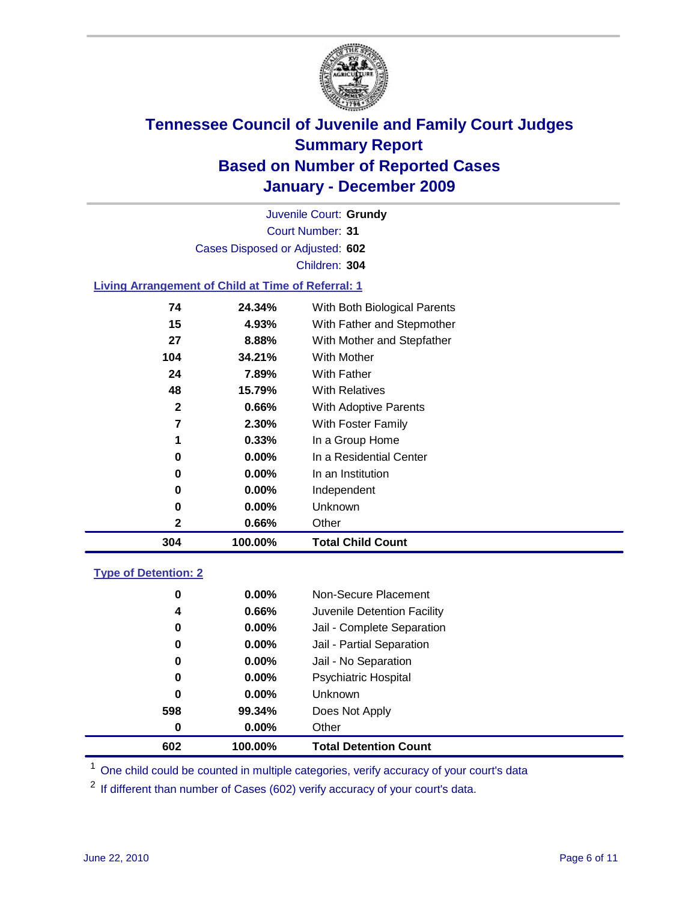# Tennessee Council of Juvenile and Family Court Judges
## Summary Report
## Based on Number of Reported Cases
## January - December 2009

Juvenile Court: **Grundy**

Court Number: **31**

Cases Disposed or Adjusted: **602**

Children: **304**

### Living Arrangement of Child at Time of Referral: 1

| Count | Percent | Category |
|---|---|---|
| 74 | 24.34% | With Both Biological Parents |
| 15 | 4.93% | With Father and Stepmother |
| 27 | 8.88% | With Mother and Stepfather |
| 104 | 34.21% | With Mother |
| 24 | 7.89% | With Father |
| 48 | 15.79% | With Relatives |
| 2 | 0.66% | With Adoptive Parents |
| 7 | 2.30% | With Foster Family |
| 1 | 0.33% | In a Group Home |
| 0 | 0.00% | In a Residential Center |
| 0 | 0.00% | In an Institution |
| 0 | 0.00% | Independent |
| 0 | 0.00% | Unknown |
| 2 | 0.66% | Other |
| **304** | **100.00%** | **Total Child Count** |

### Type of Detention: 2

| Count | Percent | Category |
|---|---|---|
| 0 | 0.00% | Non-Secure Placement |
| 4 | 0.66% | Juvenile Detention Facility |
| 0 | 0.00% | Jail - Complete Separation |
| 0 | 0.00% | Jail - Partial Separation |
| 0 | 0.00% | Jail - No Separation |
| 0 | 0.00% | Psychiatric Hospital |
| 0 | 0.00% | Unknown |
| 598 | 99.34% | Does Not Apply |
| 0 | 0.00% | Other |
| **602** | **100.00%** | **Total Detention Count** |

[1] One child could be counted in multiple categories, verify accuracy of your court's data

[2] If different than number of Cases (602) verify accuracy of your court's data.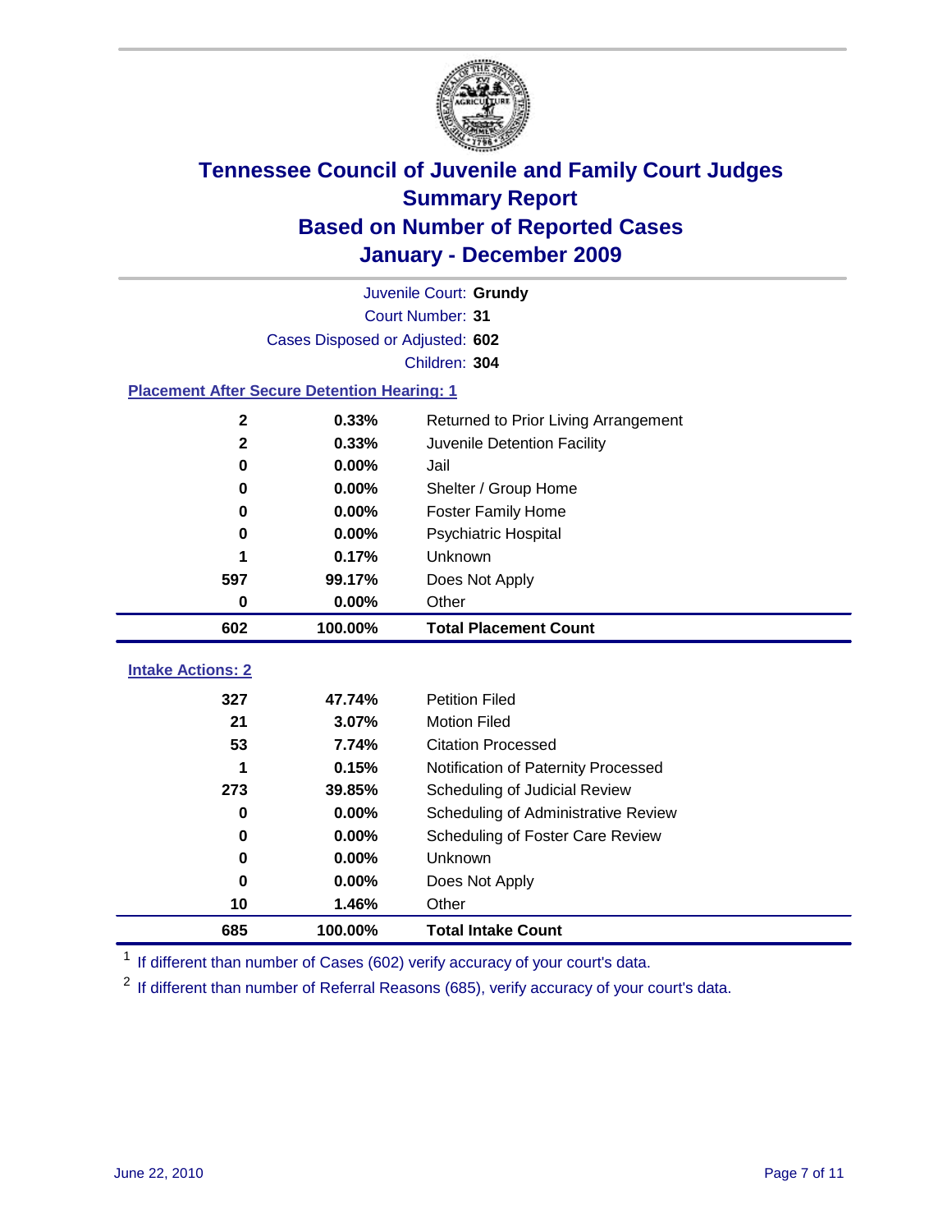# Tennessee Council of Juvenile and Family Court Judges
## Summary Report
## Based on Number of Reported Cases
## January - December 2009

Juvenile Court: **Grundy**

Court Number: **31**

Cases Disposed or Adjusted: **602**

Children: **304**

### Placement After Secure Detention Hearing: 1

| | | |
|---|---|---|
| 2 | 0.33% | Returned to Prior Living Arrangement |
| 2 | 0.33% | Juvenile Detention Facility |
| 0 | 0.00% | Jail |
| 0 | 0.00% | Shelter / Group Home |
| 0 | 0.00% | Foster Family Home |
| 0 | 0.00% | Psychiatric Hospital |
| 1 | 0.17% | Unknown |
| 597 | 99.17% | Does Not Apply |
| 0 | 0.00% | Other |
| **602** | **100.00%** | **Total Placement Count** |

### Intake Actions: 2

| | | |
|---|---|---|
| 327 | 47.74% | Petition Filed |
| 21 | 3.07% | Motion Filed |
| 53 | 7.74% | Citation Processed |
| 1 | 0.15% | Notification of Paternity Processed |
| 273 | 39.85% | Scheduling of Judicial Review |
| 0 | 0.00% | Scheduling of Administrative Review |
| 0 | 0.00% | Scheduling of Foster Care Review |
| 0 | 0.00% | Unknown |
| 0 | 0.00% | Does Not Apply |
| 10 | 1.46% | Other |
| **685** | **100.00%** | **Total Intake Count** |

[1] If different than number of Cases (602) verify accuracy of your court's data.

[2] If different than number of Referral Reasons (685), verify accuracy of your court's data.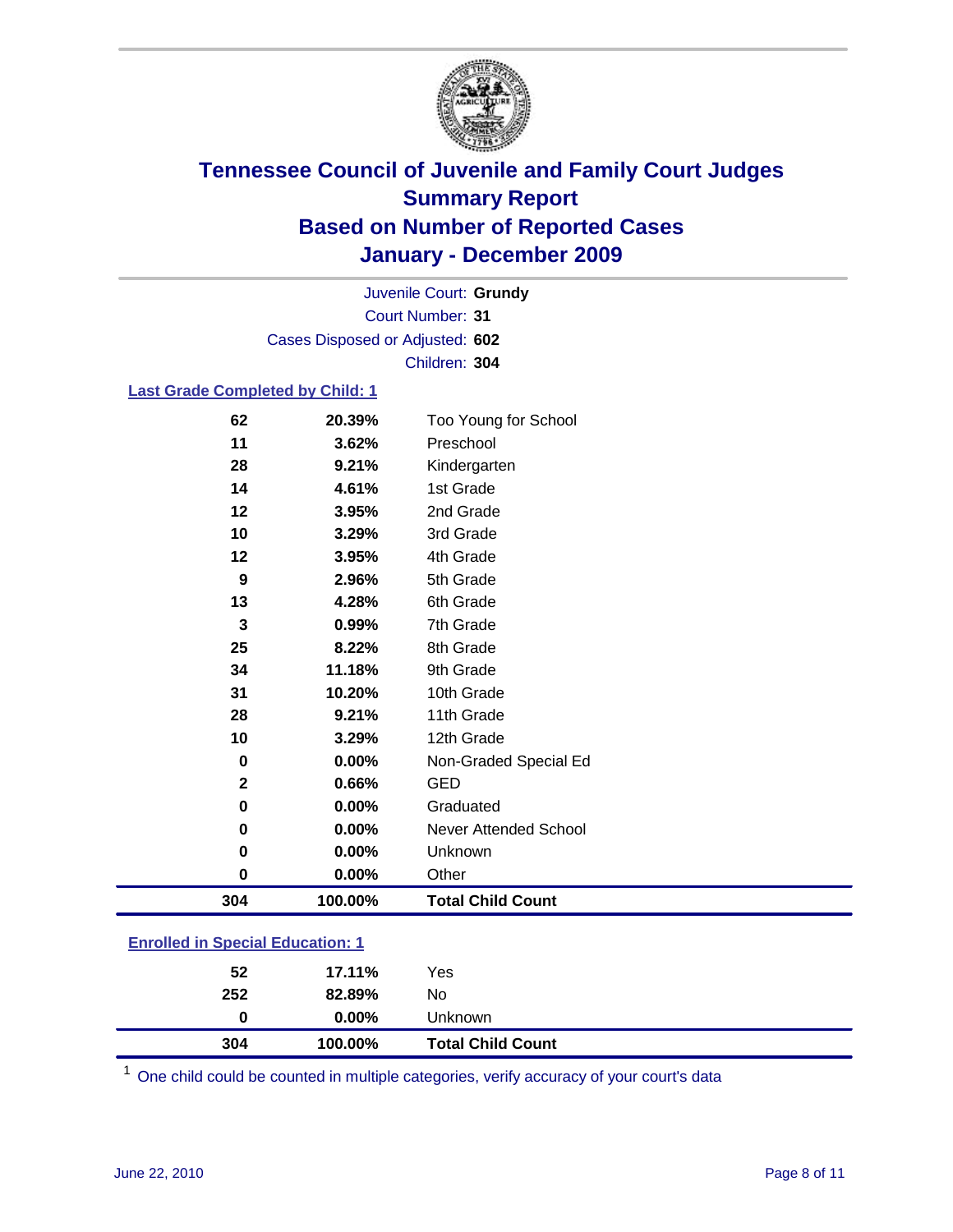# Tennessee Council of Juvenile and Family Court Judges
## Summary Report
## Based on Number of Reported Cases
## January - December 2009

Juvenile Court: **Grundy**
Court Number: **31**
Cases Disposed or Adjusted: **602**
Children: **304**

### Last Grade Completed by Child: 1

| Count | Percent | Category |
|---|---|---|
| 62 | 20.39% | Too Young for School |
| 11 | 3.62% | Preschool |
| 28 | 9.21% | Kindergarten |
| 14 | 4.61% | 1st Grade |
| 12 | 3.95% | 2nd Grade |
| 10 | 3.29% | 3rd Grade |
| 12 | 3.95% | 4th Grade |
| 9 | 2.96% | 5th Grade |
| 13 | 4.28% | 6th Grade |
| 3 | 0.99% | 7th Grade |
| 25 | 8.22% | 8th Grade |
| 34 | 11.18% | 9th Grade |
| 31 | 10.20% | 10th Grade |
| 28 | 9.21% | 11th Grade |
| 10 | 3.29% | 12th Grade |
| 0 | 0.00% | Non-Graded Special Ed |
| 2 | 0.66% | GED |
| 0 | 0.00% | Graduated |
| 0 | 0.00% | Never Attended School |
| 0 | 0.00% | Unknown |
| 0 | 0.00% | Other |
| **304** | **100.00%** | **Total Child Count** |

### Enrolled in Special Education: 1

| Count | Percent | Category |
|---|---|---|
| 52 | 17.11% | Yes |
| 252 | 82.89% | No |
| 0 | 0.00% | Unknown |
| **304** | **100.00%** | **Total Child Count** |

[1] One child could be counted in multiple categories, verify accuracy of your court's data

June 22, 2010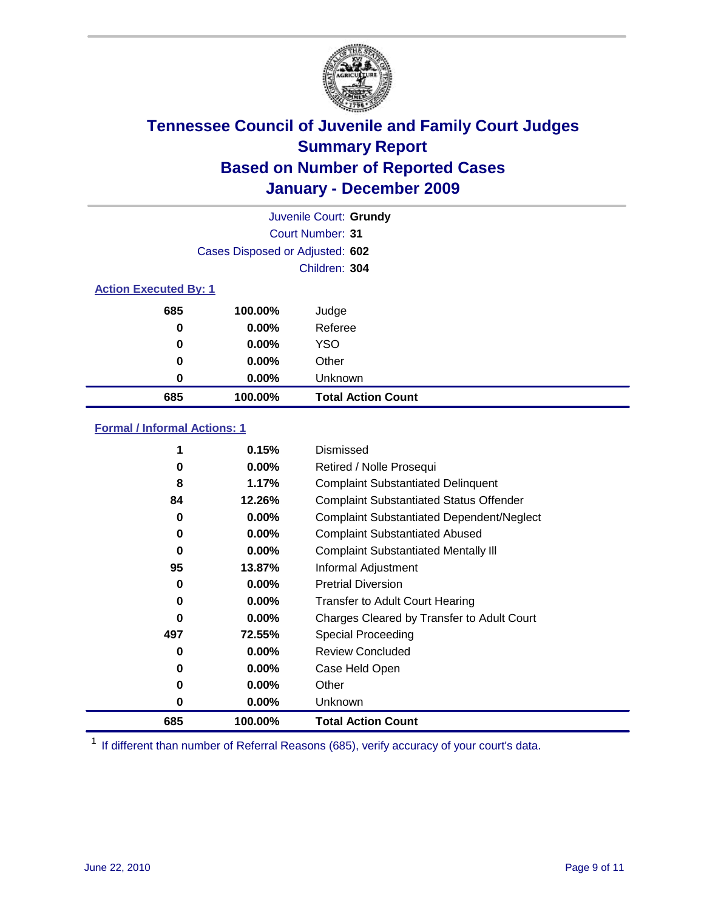# Tennessee Council of Juvenile and Family Court Judges
## Summary Report
## Based on Number of Reported Cases
## January - December 2009

Juvenile Court: **Grundy**
Court Number: **31**
Cases Disposed or Adjusted: **602**
Children: **304**

### Action Executed By: 1

| | | |
|---|---|---|
| 685 | 100.00% | Judge |
| 0 | 0.00% | Referee |
| 0 | 0.00% | YSO |
| 0 | 0.00% | Other |
| 0 | 0.00% | Unknown |
| **685** | **100.00%** | **Total Action Count** |

### Formal / Informal Actions: 1

| | | |
|---|---|---|
| 1 | 0.15% | Dismissed |
| 0 | 0.00% | Retired / Nolle Prosequi |
| 8 | 1.17% | Complaint Substantiated Delinquent |
| 84 | 12.26% | Complaint Substantiated Status Offender |
| 0 | 0.00% | Complaint Substantiated Dependent/Neglect |
| 0 | 0.00% | Complaint Substantiated Abused |
| 0 | 0.00% | Complaint Substantiated Mentally Ill |
| 95 | 13.87% | Informal Adjustment |
| 0 | 0.00% | Pretrial Diversion |
| 0 | 0.00% | Transfer to Adult Court Hearing |
| 0 | 0.00% | Charges Cleared by Transfer to Adult Court |
| 497 | 72.55% | Special Proceeding |
| 0 | 0.00% | Review Concluded |
| 0 | 0.00% | Case Held Open |
| 0 | 0.00% | Other |
| 0 | 0.00% | Unknown |
| **685** | **100.00%** | **Total Action Count** |

[1] If different than number of Referral Reasons (685), verify accuracy of your court's data.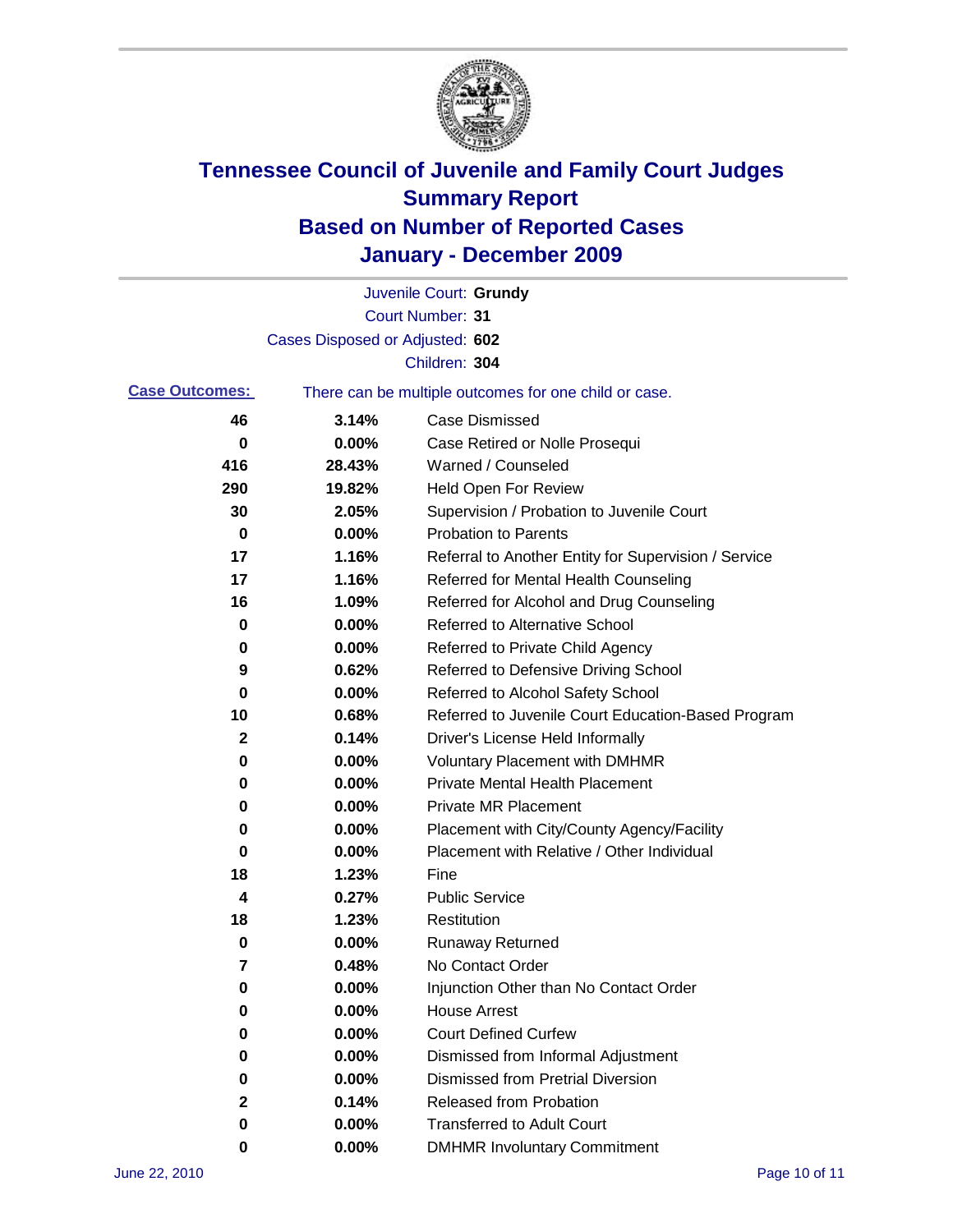# Tennessee Council of Juvenile and Family Court Judges
## Summary Report
## Based on Number of Reported Cases
## January - December 2009

Juvenile Court: **Grundy**

Court Number: **31**

Cases Disposed or Adjusted: **602**

Children: **304**

**Case Outcomes:** There can be multiple outcomes for one child or case.

| Count | Percent | Outcome |
|---|---|---|
| 46 | 3.14% | Case Dismissed |
| 0 | 0.00% | Case Retired or Nolle Prosequi |
| 416 | 28.43% | Warned / Counseled |
| 290 | 19.82% | Held Open For Review |
| 30 | 2.05% | Supervision / Probation to Juvenile Court |
| 0 | 0.00% | Probation to Parents |
| 17 | 1.16% | Referral to Another Entity for Supervision / Service |
| 17 | 1.16% | Referred for Mental Health Counseling |
| 16 | 1.09% | Referred for Alcohol and Drug Counseling |
| 0 | 0.00% | Referred to Alternative School |
| 0 | 0.00% | Referred to Private Child Agency |
| 9 | 0.62% | Referred to Defensive Driving School |
| 0 | 0.00% | Referred to Alcohol Safety School |
| 10 | 0.68% | Referred to Juvenile Court Education-Based Program |
| 2 | 0.14% | Driver's License Held Informally |
| 0 | 0.00% | Voluntary Placement with DMHMR |
| 0 | 0.00% | Private Mental Health Placement |
| 0 | 0.00% | Private MR Placement |
| 0 | 0.00% | Placement with City/County Agency/Facility |
| 0 | 0.00% | Placement with Relative / Other Individual |
| 18 | 1.23% | Fine |
| 4 | 0.27% | Public Service |
| 18 | 1.23% | Restitution |
| 0 | 0.00% | Runaway Returned |
| 7 | 0.48% | No Contact Order |
| 0 | 0.00% | Injunction Other than No Contact Order |
| 0 | 0.00% | House Arrest |
| 0 | 0.00% | Court Defined Curfew |
| 0 | 0.00% | Dismissed from Informal Adjustment |
| 0 | 0.00% | Dismissed from Pretrial Diversion |
| 2 | 0.14% | Released from Probation |
| 0 | 0.00% | Transferred to Adult Court |
| 0 | 0.00% | DMHMR Involuntary Commitment |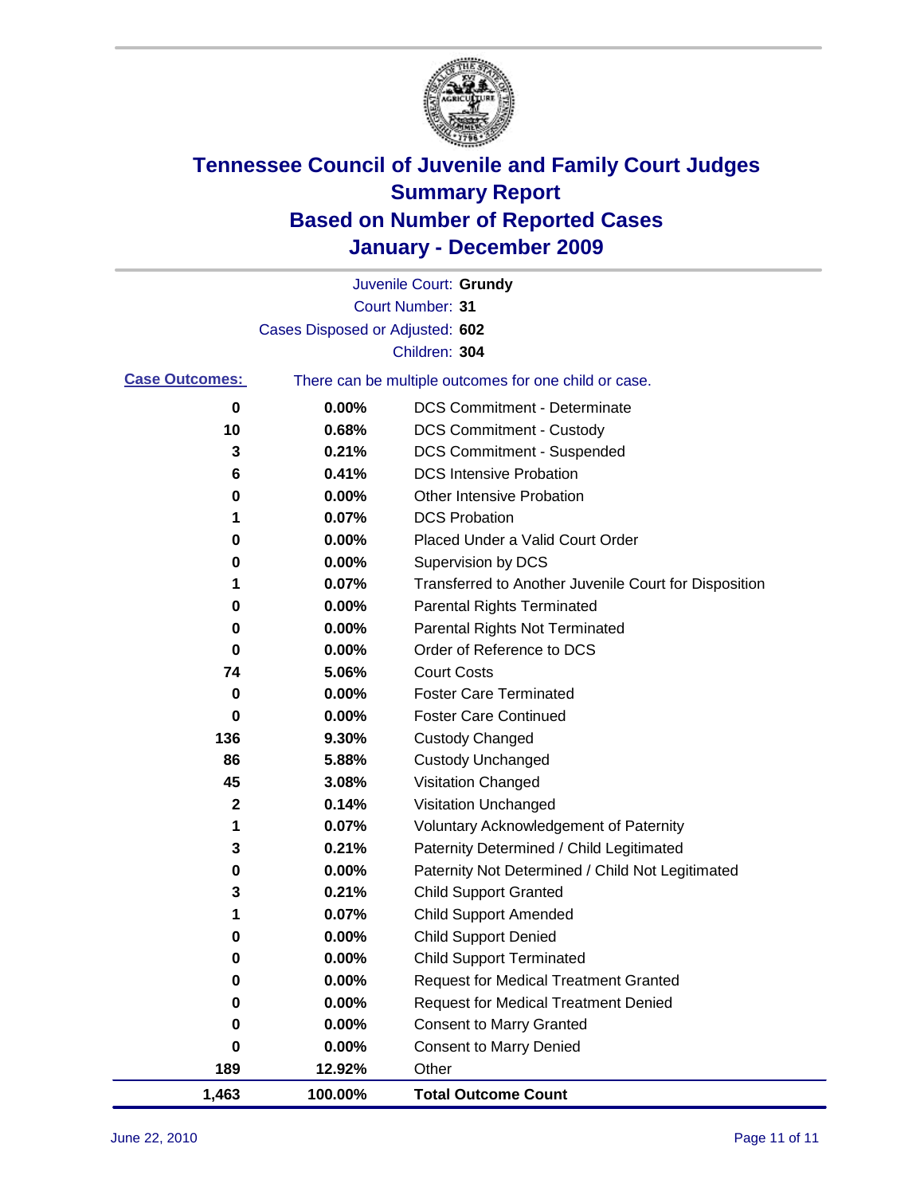# Tennessee Council of Juvenile and Family Court Judges
## Summary Report
## Based on Number of Reported Cases
## January - December 2009

Juvenile Court: **Grundy**
Court Number: **31**
Cases Disposed or Adjusted: **602**
Children: **304**

**Case Outcomes:** There can be multiple outcomes for one child or case.

| | | |
|---|---|---|
| 0 | 0.00% | DCS Commitment - Determinate |
| 10 | 0.68% | DCS Commitment - Custody |
| 3 | 0.21% | DCS Commitment - Suspended |
| 6 | 0.41% | DCS Intensive Probation |
| 0 | 0.00% | Other Intensive Probation |
| 1 | 0.07% | DCS Probation |
| 0 | 0.00% | Placed Under a Valid Court Order |
| 0 | 0.00% | Supervision by DCS |
| 1 | 0.07% | Transferred to Another Juvenile Court for Disposition |
| 0 | 0.00% | Parental Rights Terminated |
| 0 | 0.00% | Parental Rights Not Terminated |
| 0 | 0.00% | Order of Reference to DCS |
| 74 | 5.06% | Court Costs |
| 0 | 0.00% | Foster Care Terminated |
| 0 | 0.00% | Foster Care Continued |
| 136 | 9.30% | Custody Changed |
| 86 | 5.88% | Custody Unchanged |
| 45 | 3.08% | Visitation Changed |
| 2 | 0.14% | Visitation Unchanged |
| 1 | 0.07% | Voluntary Acknowledgement of Paternity |
| 3 | 0.21% | Paternity Determined / Child Legitimated |
| 0 | 0.00% | Paternity Not Determined / Child Not Legitimated |
| 3 | 0.21% | Child Support Granted |
| 1 | 0.07% | Child Support Amended |
| 0 | 0.00% | Child Support Denied |
| 0 | 0.00% | Child Support Terminated |
| 0 | 0.00% | Request for Medical Treatment Granted |
| 0 | 0.00% | Request for Medical Treatment Denied |
| 0 | 0.00% | Consent to Marry Granted |
| 0 | 0.00% | Consent to Marry Denied |
| 189 | 12.92% | Other |
| **1,463** | **100.00%** | **Total Outcome Count** |